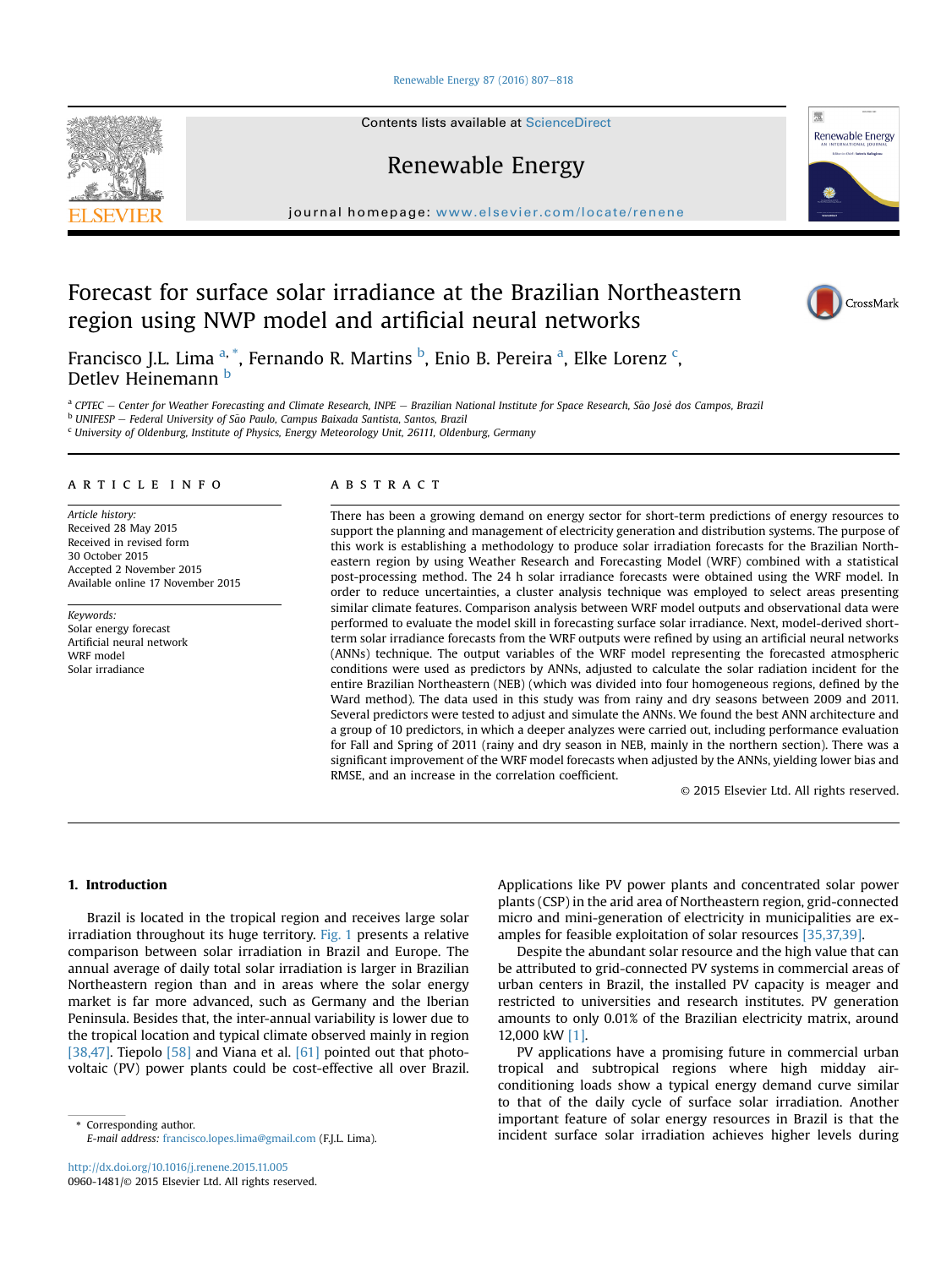# Forecast for surface solar irradiance at the Brazilian Northeastern region using NWP model and artificial neural networks

Francisco J.L. Lima [a, *], Fernando R. Martins [b], Enio B. Pereira [a], Elke Lorenz [c], Detlev Heinemann [b]

[a] CPTEC — Center for Weather Forecasting and Climate Research, INPE — Brazilian National Institute for Space Research, São José dos Campos, Brazil
[b] UNIFESP — Federal University of São Paulo, Campus Baixada Santista, Santos, Brazil
[c] University of Oldenburg, Institute of Physics, Energy Meteorology Unit, 26111, Oldenburg, Germany

## ARTICLE INFO

*Article history:*
Received 28 May 2015
Received in revised form
30 October 2015
Accepted 2 November 2015
Available online 17 November 2015

*Keywords:*
Solar energy forecast
Artificial neural network
WRF model
Solar irradiance

## ABSTRACT

There has been a growing demand on energy sector for short-term predictions of energy resources to support the planning and management of electricity generation and distribution systems. The purpose of this work is establishing a methodology to produce solar irradiation forecasts for the Brazilian Northeastern region by using Weather Research and Forecasting Model (WRF) combined with a statistical post-processing method. The 24 h solar irradiance forecasts were obtained using the WRF model. In order to reduce uncertainties, a cluster analysis technique was employed to select areas presenting similar climate features. Comparison analysis between WRF model outputs and observational data were performed to evaluate the model skill in forecasting surface solar irradiance. Next, model-derived short-term solar irradiance forecasts from the WRF outputs were refined by using an artificial neural networks (ANNs) technique. The output variables of the WRF model representing the forecasted atmospheric conditions were used as predictors by ANNs, adjusted to calculate the solar radiation incident for the entire Brazilian Northeastern (NEB) (which was divided into four homogeneous regions, defined by the Ward method). The data used in this study was from rainy and dry seasons between 2009 and 2011. Several predictors were tested to adjust and simulate the ANNs. We found the best ANN architecture and a group of 10 predictors, in which a deeper analyzes were carried out, including performance evaluation for Fall and Spring of 2011 (rainy and dry season in NEB, mainly in the northern section). There was a significant improvement of the WRF model forecasts when adjusted by the ANNs, yielding lower bias and RMSE, and an increase in the correlation coefficient.

© 2015 Elsevier Ltd. All rights reserved.

## 1. Introduction

Brazil is located in the tropical region and receives large solar irradiation throughout its huge territory. Fig. 1 presents a relative comparison between solar irradiation in Brazil and Europe. The annual average of daily total solar irradiation is larger in Brazilian Northeastern region than and in areas where the solar energy market is far more advanced, such as Germany and the Iberian Peninsula. Besides that, the inter-annual variability is lower due to the tropical location and typical climate observed mainly in region [38,47]. Tiepolo [58] and Viana et al. [61] pointed out that photovoltaic (PV) power plants could be cost-effective all over Brazil. Applications like PV power plants and concentrated solar power plants (CSP) in the arid area of Northeastern region, grid-connected micro and mini-generation of electricity in municipalities are examples for feasible exploitation of solar resources [35,37,39].

Despite the abundant solar resource and the high value that can be attributed to grid-connected PV systems in commercial areas of urban centers in Brazil, the installed PV capacity is meager and restricted to universities and research institutes. PV generation amounts to only 0.01% of the Brazilian electricity matrix, around 12,000 kW [1].

PV applications have a promising future in commercial urban tropical and subtropical regions where high midday air-conditioning loads show a typical energy demand curve similar to that of the daily cycle of surface solar irradiation. Another important feature of solar energy resources in Brazil is that the incident surface solar irradiation achieves higher levels during

\* Corresponding author.
*E-mail address:* francisco.lopes.lima@gmail.com (F.J.L. Lima).

http://dx.doi.org/10.1016/j.renene.2015.11.005
0960-1481/© 2015 Elsevier Ltd. All rights reserved.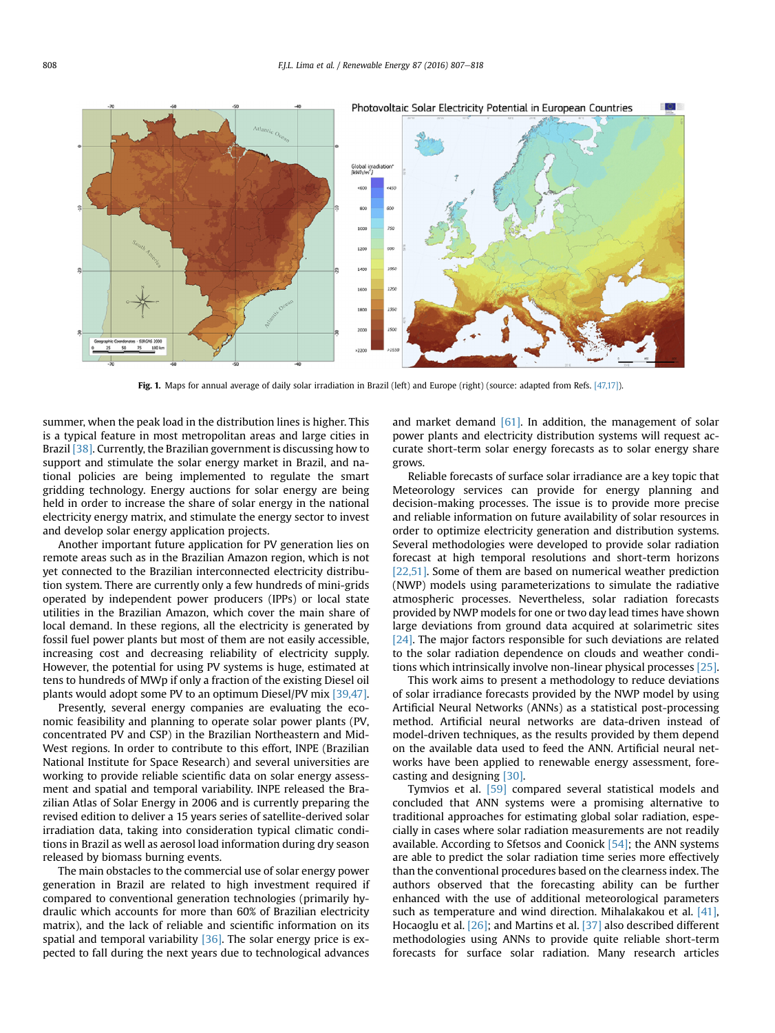Fig. 1. Maps for annual average of daily solar irradiation in Brazil (left) and Europe (right) (source: adapted from Refs. [47,17]).

summer, when the peak load in the distribution lines is higher. This is a typical feature in most metropolitan areas and large cities in Brazil [38]. Currently, the Brazilian government is discussing how to support and stimulate the solar energy market in Brazil, and national policies are being implemented to regulate the smart gridding technology. Energy auctions for solar energy are being held in order to increase the share of solar energy in the national electricity energy matrix, and stimulate the energy sector to invest and develop solar energy application projects.

Another important future application for PV generation lies on remote areas such as in the Brazilian Amazon region, which is not yet connected to the Brazilian interconnected electricity distribution system. There are currently only a few hundreds of mini-grids operated by independent power producers (IPPs) or local state utilities in the Brazilian Amazon, which cover the main share of local demand. In these regions, all the electricity is generated by fossil fuel power plants but most of them are not easily accessible, increasing cost and decreasing reliability of electricity supply. However, the potential for using PV systems is huge, estimated at tens to hundreds of MWp if only a fraction of the existing Diesel oil plants would adopt some PV to an optimum Diesel/PV mix [39,47].

Presently, several energy companies are evaluating the economic feasibility and planning to operate solar power plants (PV, concentrated PV and CSP) in the Brazilian Northeastern and Mid-West regions. In order to contribute to this effort, INPE (Brazilian National Institute for Space Research) and several universities are working to provide reliable scientific data on solar energy assessment and spatial and temporal variability. INPE released the Brazilian Atlas of Solar Energy in 2006 and is currently preparing the revised edition to deliver a 15 years series of satellite-derived solar irradiation data, taking into consideration typical climatic conditions in Brazil as well as aerosol load information during dry season released by biomass burning events.

The main obstacles to the commercial use of solar energy power generation in Brazil are related to high investment required if compared to conventional generation technologies (primarily hydraulic which accounts for more than 60% of Brazilian electricity matrix), and the lack of reliable and scientific information on its spatial and temporal variability [36]. The solar energy price is expected to fall during the next years due to technological advances and market demand [61]. In addition, the management of solar power plants and electricity distribution systems will request accurate short-term solar energy forecasts as to solar energy share grows.

Reliable forecasts of surface solar irradiance are a key topic that Meteorology services can provide for energy planning and decision-making processes. The issue is to provide more precise and reliable information on future availability of solar resources in order to optimize electricity generation and distribution systems. Several methodologies were developed to provide solar radiation forecast at high temporal resolutions and short-term horizons [22,51]. Some of them are based on numerical weather prediction (NWP) models using parameterizations to simulate the radiative atmospheric processes. Nevertheless, solar radiation forecasts provided by NWP models for one or two day lead times have shown large deviations from ground data acquired at solarimetric sites [24]. The major factors responsible for such deviations are related to the solar radiation dependence on clouds and weather conditions which intrinsically involve non-linear physical processes [25].

This work aims to present a methodology to reduce deviations of solar irradiance forecasts provided by the NWP model by using Artificial Neural Networks (ANNs) as a statistical post-processing method. Artificial neural networks are data-driven instead of model-driven techniques, as the results provided by them depend on the available data used to feed the ANN. Artificial neural networks have been applied to renewable energy assessment, forecasting and designing [30].

Tymvios et al. [59] compared several statistical models and concluded that ANN systems were a promising alternative to traditional approaches for estimating global solar radiation, especially in cases where solar radiation measurements are not readily available. According to Sfetsos and Coonick [54]; the ANN systems are able to predict the solar radiation time series more effectively than the conventional procedures based on the clearness index. The authors observed that the forecasting ability can be further enhanced with the use of additional meteorological parameters such as temperature and wind direction. Mihalakakou et al. [41], Hocaoglu et al. [26]; and Martins et al. [37] also described different methodologies using ANNs to provide quite reliable short-term forecasts for surface solar radiation. Many research articles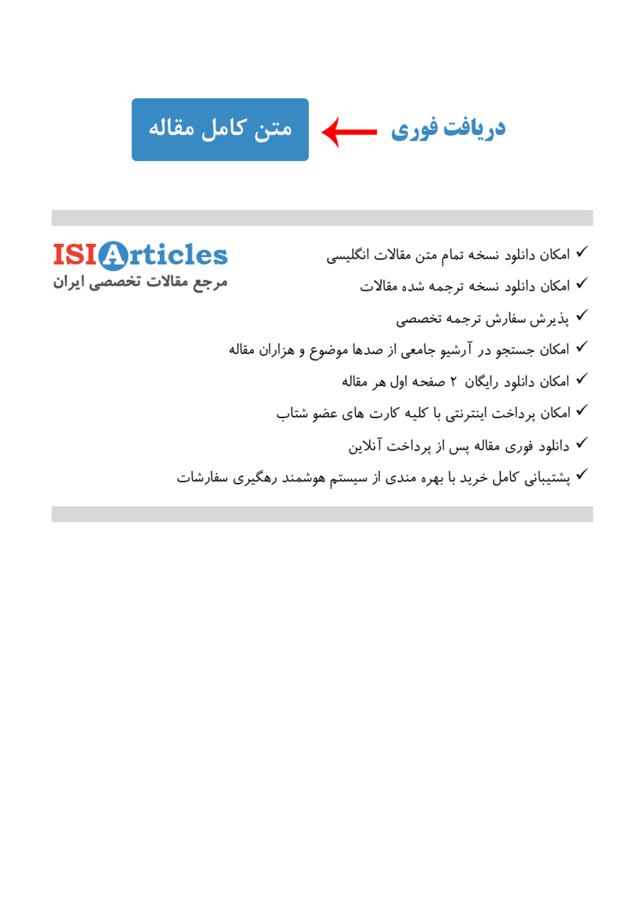دریافت فوری ← متن کامل مقاله

**ISIArticles**
مرجع مقالات تخصصی ایران

- ✓ امکان دانلود نسخه تمام متن مقالات انگلیسی
- ✓ امکان دانلود نسخه ترجمه شده مقالات
- ✓ پذیرش سفارش ترجمه تخصصی
- ✓ امکان جستجو در آرشیو جامعی از صدها موضوع و هزاران مقاله
- ✓ امکان دانلود رایگان ۲ صفحه اول هر مقاله
- ✓ امکان پرداخت اینترنتی با کلیه کارت های عضو شتاب
- ✓ دانلود فوری مقاله پس از پرداخت آنلاین
- ✓ پشتیبانی کامل خرید با بهره مندی از سیستم هوشمند رهگیری سفارشات